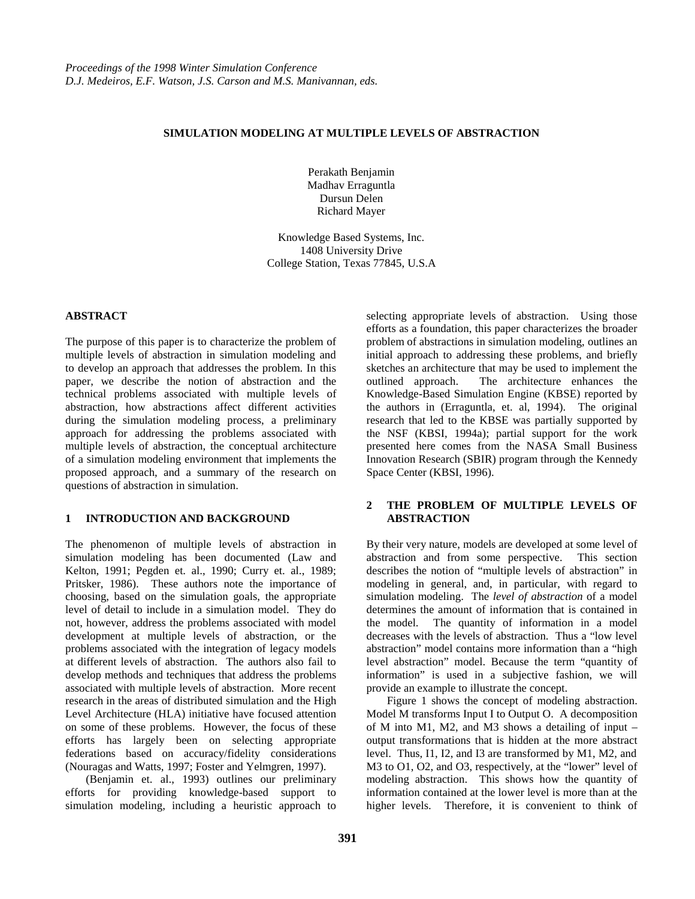# SIMULATION MODELING AT MULTIPLE LEVELS OF ABSTRACTION

Perakath Benjamin
Madhav Erraguntla
Dursun Delen
Richard Mayer

Knowledge Based Systems, Inc.
1408 University Drive
College Station, Texas 77845, U.S.A

## ABSTRACT

The purpose of this paper is to characterize the problem of multiple levels of abstraction in simulation modeling and to develop an approach that addresses the problem. In this paper, we describe the notion of abstraction and the technical problems associated with multiple levels of abstraction, how abstractions affect different activities during the simulation modeling process, a preliminary approach for addressing the problems associated with multiple levels of abstraction, the conceptual architecture of a simulation modeling environment that implements the proposed approach, and a summary of the research on questions of abstraction in simulation.

## 1 INTRODUCTION AND BACKGROUND

The phenomenon of multiple levels of abstraction in simulation modeling has been documented (Law and Kelton, 1991; Pegden et. al., 1990; Curry et. al., 1989; Pritsker, 1986). These authors note the importance of choosing, based on the simulation goals, the appropriate level of detail to include in a simulation model. They do not, however, address the problems associated with model development at multiple levels of abstraction, or the problems associated with the integration of legacy models at different levels of abstraction. The authors also fail to develop methods and techniques that address the problems associated with multiple levels of abstraction. More recent research in the areas of distributed simulation and the High Level Architecture (HLA) initiative have focused attention on some of these problems. However, the focus of these efforts has largely been on selecting appropriate federations based on accuracy/fidelity considerations (Nouragas and Watts, 1997; Foster and Yelmgren, 1997).

(Benjamin et. al., 1993) outlines our preliminary efforts for providing knowledge-based support to simulation modeling, including a heuristic approach to selecting appropriate levels of abstraction. Using those efforts as a foundation, this paper characterizes the broader problem of abstractions in simulation modeling, outlines an initial approach to addressing these problems, and briefly sketches an architecture that may be used to implement the outlined approach. The architecture enhances the Knowledge-Based Simulation Engine (KBSE) reported by the authors in (Erraguntla, et. al, 1994). The original research that led to the KBSE was partially supported by the NSF (KBSI, 1994a); partial support for the work presented here comes from the NASA Small Business Innovation Research (SBIR) program through the Kennedy Space Center (KBSI, 1996).

## 2 THE PROBLEM OF MULTIPLE LEVELS OF ABSTRACTION

By their very nature, models are developed at some level of abstraction and from some perspective. This section describes the notion of "multiple levels of abstraction" in modeling in general, and, in particular, with regard to simulation modeling. The *level of abstraction* of a model determines the amount of information that is contained in the model. The quantity of information in a model decreases with the levels of abstraction. Thus a "low level abstraction" model contains more information than a "high level abstraction" model. Because the term "quantity of information" is used in a subjective fashion, we will provide an example to illustrate the concept.

Figure 1 shows the concept of modeling abstraction. Model M transforms Input I to Output O. A decomposition of M into M1, M2, and M3 shows a detailing of input – output transformations that is hidden at the more abstract level. Thus, I1, I2, and I3 are transformed by M1, M2, and M3 to O1, O2, and O3, respectively, at the "lower" level of modeling abstraction. This shows how the quantity of information contained at the lower level is more than at the higher levels. Therefore, it is convenient to think of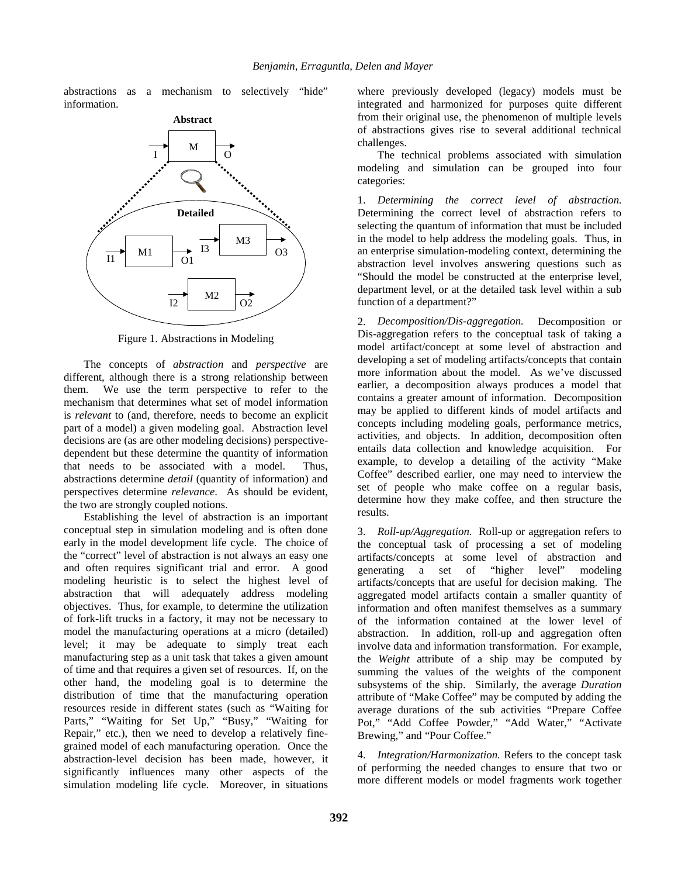abstractions as a mechanism to selectively "hide" information.

Abstract

M

I

O

Detailed

M1

I1

O1

M3

I3

O3

M2

I2

O2

Figure 1. Abstractions in Modeling

The concepts of *abstraction* and *perspective* are different, although there is a strong relationship between them. We use the term perspective to refer to the mechanism that determines what set of model information is *relevant* to (and, therefore, needs to become an explicit part of a model) a given modeling goal. Abstraction level decisions are (as are other modeling decisions) perspective-dependent but these determine the quantity of information that needs to be associated with a model. Thus, abstractions determine *detail* (quantity of information) and perspectives determine *relevance*. As should be evident, the two are strongly coupled notions.

Establishing the level of abstraction is an important conceptual step in simulation modeling and is often done early in the model development life cycle. The choice of the "correct" level of abstraction is not always an easy one and often requires significant trial and error. A good modeling heuristic is to select the highest level of abstraction that will adequately address modeling objectives. Thus, for example, to determine the utilization of fork-lift trucks in a factory, it may not be necessary to model the manufacturing operations at a micro (detailed) level; it may be adequate to simply treat each manufacturing step as a unit task that takes a given amount of time and that requires a given set of resources. If, on the other hand, the modeling goal is to determine the distribution of time that the manufacturing operation resources reside in different states (such as "Waiting for Parts," "Waiting for Set Up," "Busy," "Waiting for Repair," etc.), then we need to develop a relatively fine-grained model of each manufacturing operation. Once the abstraction-level decision has been made, however, it significantly influences many other aspects of the simulation modeling life cycle. Moreover, in situations where previously developed (legacy) models must be integrated and harmonized for purposes quite different from their original use, the phenomenon of multiple levels of abstractions gives rise to several additional technical challenges.

The technical problems associated with simulation modeling and simulation can be grouped into four categories:

1. *Determining the correct level of abstraction.* Determining the correct level of abstraction refers to selecting the quantum of information that must be included in the model to help address the modeling goals. Thus, in an enterprise simulation-modeling context, determining the abstraction level involves answering questions such as "Should the model be constructed at the enterprise level, department level, or at the detailed task level within a sub function of a department?"

2. *Decomposition/Dis-aggregation.* Decomposition or Dis-aggregation refers to the conceptual task of taking a model artifact/concept at some level of abstraction and developing a set of modeling artifacts/concepts that contain more information about the model. As we've discussed earlier, a decomposition always produces a model that contains a greater amount of information. Decomposition may be applied to different kinds of model artifacts and concepts including modeling goals, performance metrics, activities, and objects. In addition, decomposition often entails data collection and knowledge acquisition. For example, to develop a detailing of the activity "Make Coffee" described earlier, one may need to interview the set of people who make coffee on a regular basis, determine how they make coffee, and then structure the results.

3. *Roll-up/Aggregation.* Roll-up or aggregation refers to the conceptual task of processing a set of modeling artifacts/concepts at some level of abstraction and generating a set of "higher level" modeling artifacts/concepts that are useful for decision making. The aggregated model artifacts contain a smaller quantity of information and often manifest themselves as a summary of the information contained at the lower level of abstraction. In addition, roll-up and aggregation often involve data and information transformation. For example, the *Weight* attribute of a ship may be computed by summing the values of the weights of the component subsystems of the ship. Similarly, the average *Duration* attribute of "Make Coffee" may be computed by adding the average durations of the sub activities "Prepare Coffee Pot," "Add Coffee Powder," "Add Water," "Activate Brewing," and "Pour Coffee."

4. *Integration/Harmonization.* Refers to the concept task of performing the needed changes to ensure that two or more different models or model fragments work together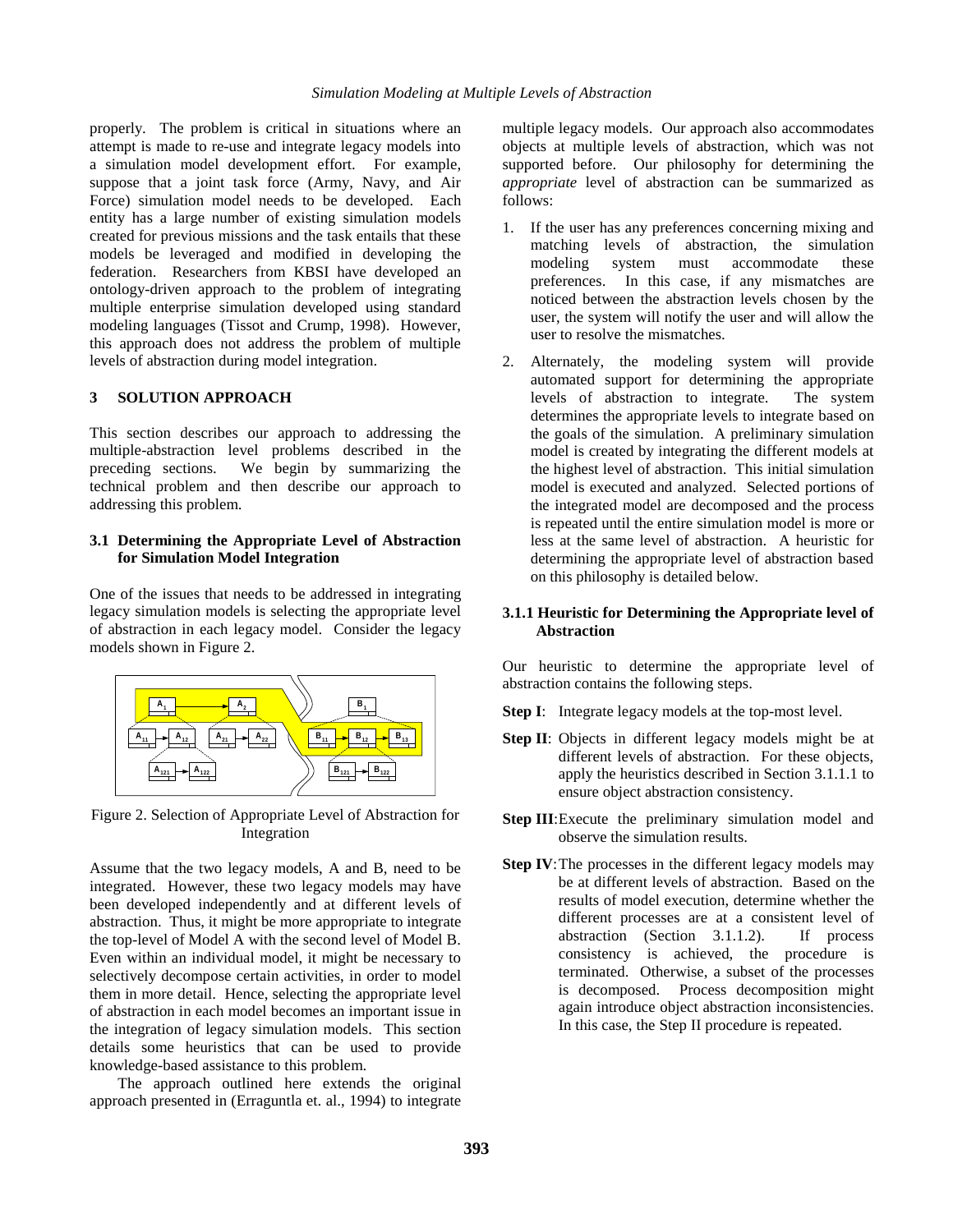properly. The problem is critical in situations where an attempt is made to re-use and integrate legacy models into a simulation model development effort. For example, suppose that a joint task force (Army, Navy, and Air Force) simulation model needs to be developed. Each entity has a large number of existing simulation models created for previous missions and the task entails that these models be leveraged and modified in developing the federation. Researchers from KBSI have developed an ontology-driven approach to the problem of integrating multiple enterprise simulation developed using standard modeling languages (Tissot and Crump, 1998). However, this approach does not address the problem of multiple levels of abstraction during model integration.

## 3 SOLUTION APPROACH

This section describes our approach to addressing the multiple-abstraction level problems described in the preceding sections. We begin by summarizing the technical problem and then describe our approach to addressing this problem.

### 3.1 Determining the Appropriate Level of Abstraction for Simulation Model Integration

One of the issues that needs to be addressed in integrating legacy simulation models is selecting the appropriate level of abstraction in each legacy model. Consider the legacy models shown in Figure 2.

$A_1$ $A_2$ $B_1$
$A_{11}$ $A_{12}$ $A_{21}$ $A_{22}$ $B_{11}$ $B_{12}$ $B_{13}$
$A_{121}$ $A_{122}$ $B_{121}$ $B_{122}$

Figure 2. Selection of Appropriate Level of Abstraction for Integration

Assume that the two legacy models, A and B, need to be integrated. However, these two legacy models may have been developed independently and at different levels of abstraction. Thus, it might be more appropriate to integrate the top-level of Model A with the second level of Model B. Even within an individual model, it might be necessary to selectively decompose certain activities, in order to model them in more detail. Hence, selecting the appropriate level of abstraction in each model becomes an important issue in the integration of legacy simulation models. This section details some heuristics that can be used to provide knowledge-based assistance to this problem.

The approach outlined here extends the original approach presented in (Erraguntla et. al., 1994) to integrate multiple legacy models. Our approach also accommodates objects at multiple levels of abstraction, which was not supported before. Our philosophy for determining the *appropriate* level of abstraction can be summarized as follows:

1. If the user has any preferences concerning mixing and matching levels of abstraction, the simulation modeling system must accommodate these preferences. In this case, if any mismatches are noticed between the abstraction levels chosen by the user, the system will notify the user and will allow the user to resolve the mismatches.
2. Alternately, the modeling system will provide automated support for determining the appropriate levels of abstraction to integrate. The system determines the appropriate levels to integrate based on the goals of the simulation. A preliminary simulation model is created by integrating the different models at the highest level of abstraction. This initial simulation model is executed and analyzed. Selected portions of the integrated model are decomposed and the process is repeated until the entire simulation model is more or less at the same level of abstraction. A heuristic for determining the appropriate level of abstraction based on this philosophy is detailed below.

#### 3.1.1 Heuristic for Determining the Appropriate level of Abstraction

Our heuristic to determine the appropriate level of abstraction contains the following steps.

**Step I**: Integrate legacy models at the top-most level.

**Step II**: Objects in different legacy models might be at different levels of abstraction. For these objects, apply the heuristics described in Section 3.1.1.1 to ensure object abstraction consistency.

**Step III**: Execute the preliminary simulation model and observe the simulation results.

**Step IV**: The processes in the different legacy models may be at different levels of abstraction. Based on the results of model execution, determine whether the different processes are at a consistent level of abstraction (Section 3.1.1.2). If process consistency is achieved, the procedure is terminated. Otherwise, a subset of the processes is decomposed. Process decomposition might again introduce object abstraction inconsistencies. In this case, the Step II procedure is repeated.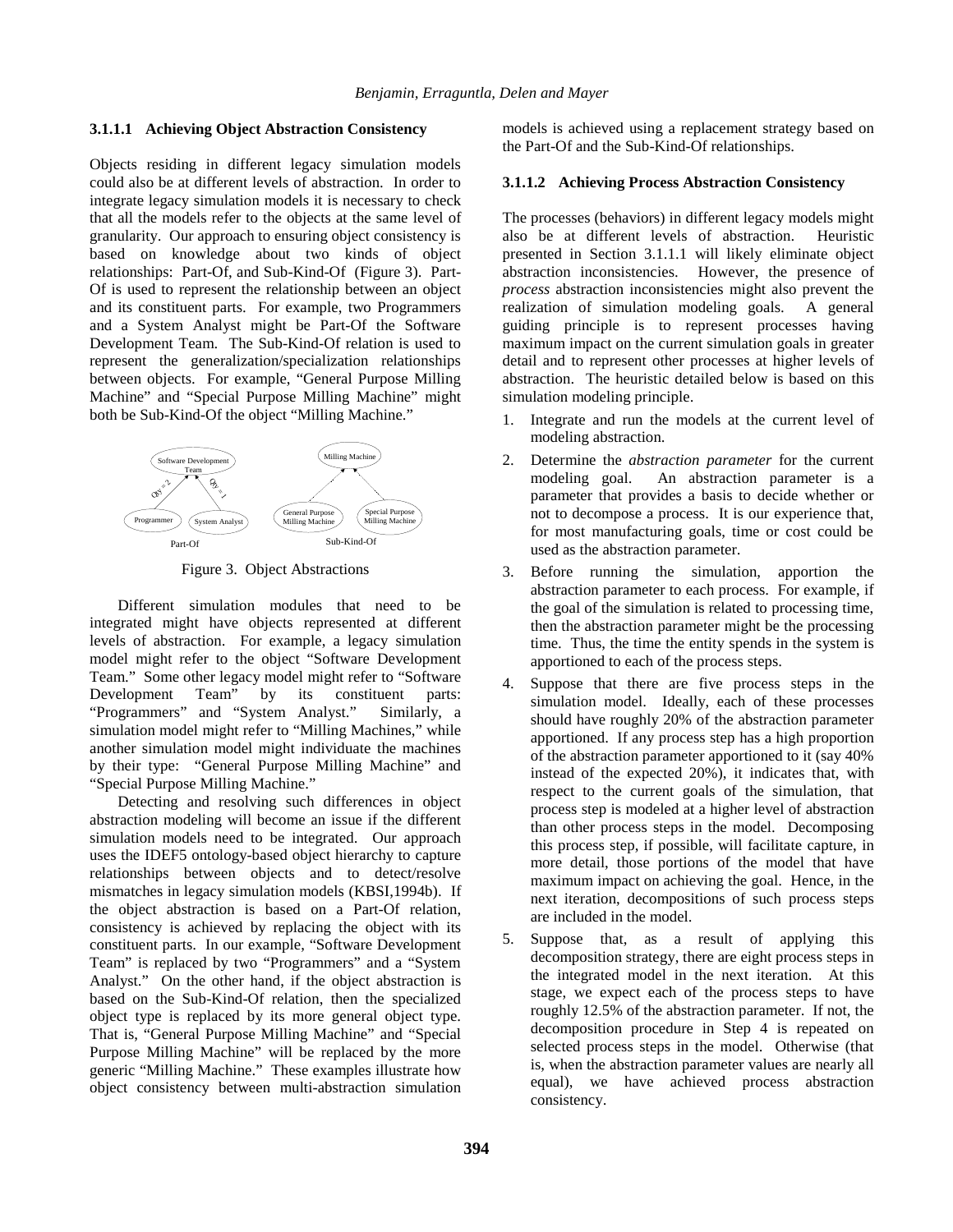#### 3.1.1.1 Achieving Object Abstraction Consistency

Objects residing in different legacy simulation models could also be at different levels of abstraction. In order to integrate legacy simulation models it is necessary to check that all the models refer to the objects at the same level of granularity. Our approach to ensuring object consistency is based on knowledge about two kinds of object relationships: Part-Of, and Sub-Kind-Of (Figure 3). Part-Of is used to represent the relationship between an object and its constituent parts. For example, two Programmers and a System Analyst might be Part-Of the Software Development Team. The Sub-Kind-Of relation is used to represent the generalization/specialization relationships between objects. For example, "General Purpose Milling Machine" and "Special Purpose Milling Machine" might both be Sub-Kind-Of the object "Milling Machine."

Figure 3. Object Abstractions

Different simulation modules that need to be integrated might have objects represented at different levels of abstraction. For example, a legacy simulation model might refer to the object "Software Development Team." Some other legacy model might refer to "Software Development Team" by its constituent parts: "Programmers" and "System Analyst." Similarly, a simulation model might refer to "Milling Machines," while another simulation model might individuate the machines by their type: "General Purpose Milling Machine" and "Special Purpose Milling Machine."

Detecting and resolving such differences in object abstraction modeling will become an issue if the different simulation models need to be integrated. Our approach uses the IDEF5 ontology-based object hierarchy to capture relationships between objects and to detect/resolve mismatches in legacy simulation models (KBSI,1994b). If the object abstraction is based on a Part-Of relation, consistency is achieved by replacing the object with its constituent parts. In our example, "Software Development Team" is replaced by two "Programmers" and a "System Analyst." On the other hand, if the object abstraction is based on the Sub-Kind-Of relation, then the specialized object type is replaced by its more general object type. That is, "General Purpose Milling Machine" and "Special Purpose Milling Machine" will be replaced by the more generic "Milling Machine." These examples illustrate how object consistency between multi-abstraction simulation models is achieved using a replacement strategy based on the Part-Of and the Sub-Kind-Of relationships.

#### 3.1.1.2 Achieving Process Abstraction Consistency

The processes (behaviors) in different legacy models might also be at different levels of abstraction. Heuristic presented in Section 3.1.1.1 will likely eliminate object abstraction inconsistencies. However, the presence of *process* abstraction inconsistencies might also prevent the realization of simulation modeling goals. A general guiding principle is to represent processes having maximum impact on the current simulation goals in greater detail and to represent other processes at higher levels of abstraction. The heuristic detailed below is based on this simulation modeling principle.

1. Integrate and run the models at the current level of modeling abstraction.
2. Determine the *abstraction parameter* for the current modeling goal. An abstraction parameter is a parameter that provides a basis to decide whether or not to decompose a process. It is our experience that, for most manufacturing goals, time or cost could be used as the abstraction parameter.
3. Before running the simulation, apportion the abstraction parameter to each process. For example, if the goal of the simulation is related to processing time, then the abstraction parameter might be the processing time. Thus, the time the entity spends in the system is apportioned to each of the process steps.
4. Suppose that there are five process steps in the simulation model. Ideally, each of these processes should have roughly 20% of the abstraction parameter apportioned. If any process step has a high proportion of the abstraction parameter apportioned to it (say 40% instead of the expected 20%), it indicates that, with respect to the current goals of the simulation, that process step is modeled at a higher level of abstraction than other process steps in the model. Decomposing this process step, if possible, will facilitate capture, in more detail, those portions of the model that have maximum impact on achieving the goal. Hence, in the next iteration, decompositions of such process steps are included in the model.
5. Suppose that, as a result of applying this decomposition strategy, there are eight process steps in the integrated model in the next iteration. At this stage, we expect each of the process steps to have roughly 12.5% of the abstraction parameter. If not, the decomposition procedure in Step 4 is repeated on selected process steps in the model. Otherwise (that is, when the abstraction parameter values are nearly all equal), we have achieved process abstraction consistency.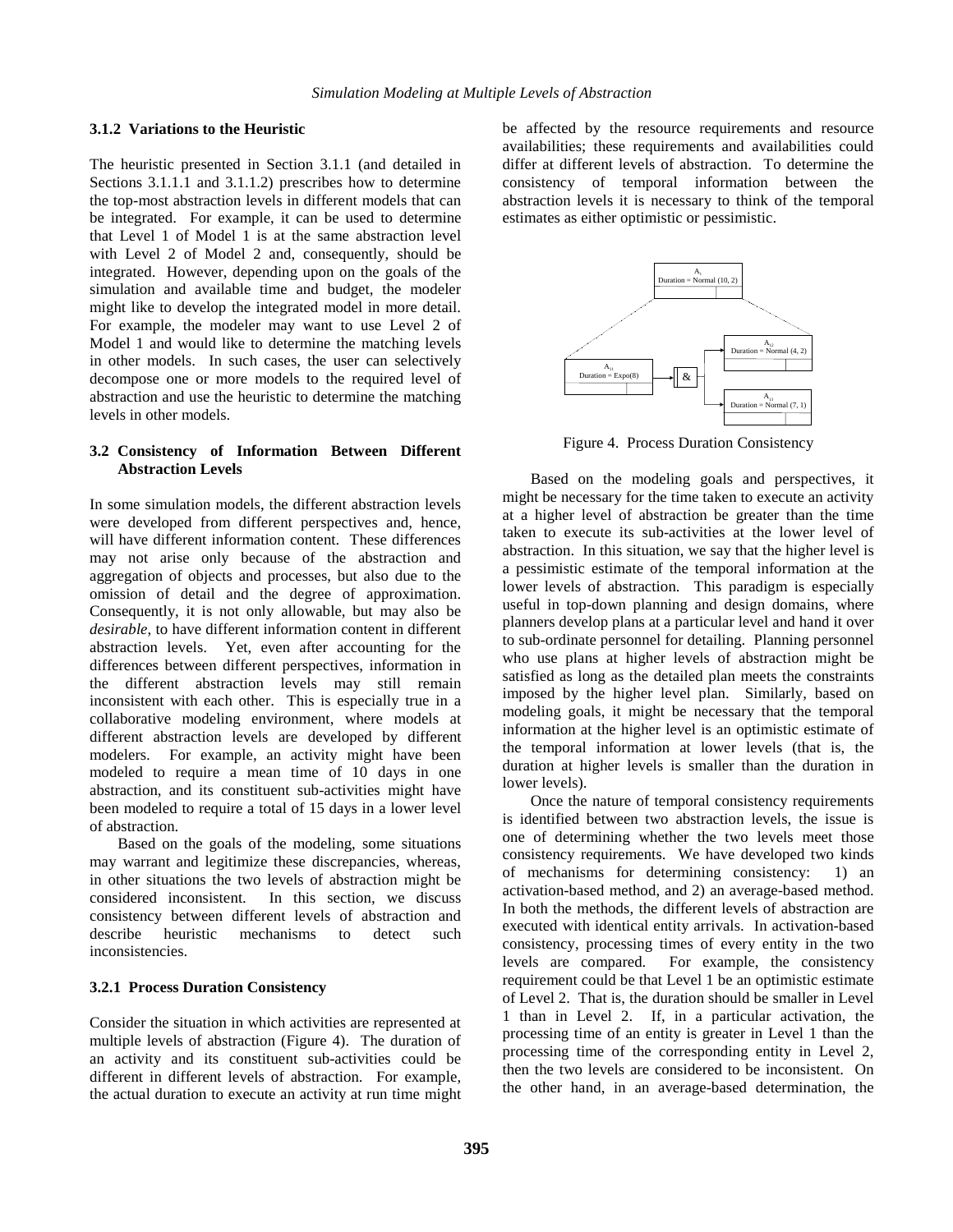### 3.1.2 Variations to the Heuristic

The heuristic presented in Section 3.1.1 (and detailed in Sections 3.1.1.1 and 3.1.1.2) prescribes how to determine the top-most abstraction levels in different models that can be integrated. For example, it can be used to determine that Level 1 of Model 1 is at the same abstraction level with Level 2 of Model 2 and, consequently, should be integrated. However, depending upon on the goals of the simulation and available time and budget, the modeler might like to develop the integrated model in more detail. For example, the modeler may want to use Level 2 of Model 1 and would like to determine the matching levels in other models. In such cases, the user can selectively decompose one or more models to the required level of abstraction and use the heuristic to determine the matching levels in other models.

### 3.2 Consistency of Information Between Different Abstraction Levels

In some simulation models, the different abstraction levels were developed from different perspectives and, hence, will have different information content. These differences may not arise only because of the abstraction and aggregation of objects and processes, but also due to the omission of detail and the degree of approximation. Consequently, it is not only allowable, but may also be *desirable*, to have different information content in different abstraction levels. Yet, even after accounting for the differences between different perspectives, information in the different abstraction levels may still remain inconsistent with each other. This is especially true in a collaborative modeling environment, where models at different abstraction levels are developed by different modelers. For example, an activity might have been modeled to require a mean time of 10 days in one abstraction, and its constituent sub-activities might have been modeled to require a total of 15 days in a lower level of abstraction.

Based on the goals of the modeling, some situations may warrant and legitimize these discrepancies, whereas, in other situations the two levels of abstraction might be considered inconsistent. In this section, we discuss consistency between different levels of abstraction and describe heuristic mechanisms to detect such inconsistencies.

#### 3.2.1 Process Duration Consistency

Consider the situation in which activities are represented at multiple levels of abstraction (Figure 4). The duration of an activity and its constituent sub-activities could be different in different levels of abstraction. For example, the actual duration to execute an activity at run time might be affected by the resource requirements and resource availabilities; these requirements and availabilities could differ at different levels of abstraction. To determine the consistency of temporal information between the abstraction levels it is necessary to think of the temporal estimates as either optimistic or pessimistic.

$A_1$
Duration = Normal (10, 2)

$A_{11}$
Duration = Expo(8)

&

$A_{12}$
Duration = Normal (4, 2)

$A_{13}$
Duration = Normal (7, 1)

Figure 4. Process Duration Consistency

Based on the modeling goals and perspectives, it might be necessary for the time taken to execute an activity at a higher level of abstraction be greater than the time taken to execute its sub-activities at the lower level of abstraction. In this situation, we say that the higher level is a pessimistic estimate of the temporal information at the lower levels of abstraction. This paradigm is especially useful in top-down planning and design domains, where planners develop plans at a particular level and hand it over to sub-ordinate personnel for detailing. Planning personnel who use plans at higher levels of abstraction might be satisfied as long as the detailed plan meets the constraints imposed by the higher level plan. Similarly, based on modeling goals, it might be necessary that the temporal information at the higher level is an optimistic estimate of the temporal information at lower levels (that is, the duration at higher levels is smaller than the duration in lower levels).

Once the nature of temporal consistency requirements is identified between two abstraction levels, the issue is one of determining whether the two levels meet those consistency requirements. We have developed two kinds of mechanisms for determining consistency: 1) an activation-based method, and 2) an average-based method. In both the methods, the different levels of abstraction are executed with identical entity arrivals. In activation-based consistency, processing times of every entity in the two levels are compared. For example, the consistency requirement could be that Level 1 be an optimistic estimate of Level 2. That is, the duration should be smaller in Level 1 than in Level 2. If, in a particular activation, the processing time of an entity is greater in Level 1 than the processing time of the corresponding entity in Level 2, then the two levels are considered to be inconsistent. On the other hand, in an average-based determination, the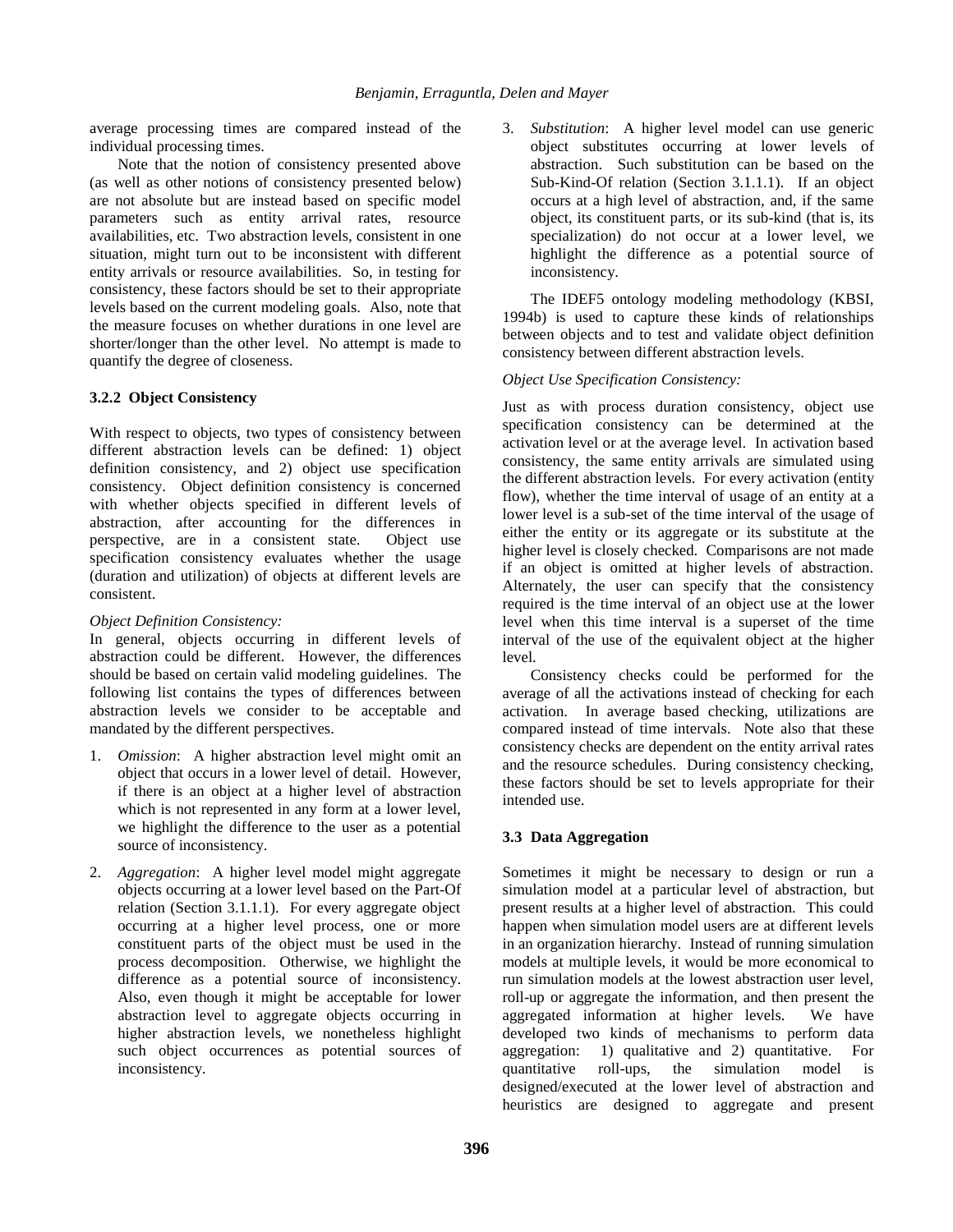average processing times are compared instead of the individual processing times.

Note that the notion of consistency presented above (as well as other notions of consistency presented below) are not absolute but are instead based on specific model parameters such as entity arrival rates, resource availabilities, etc. Two abstraction levels, consistent in one situation, might turn out to be inconsistent with different entity arrivals or resource availabilities. So, in testing for consistency, these factors should be set to their appropriate levels based on the current modeling goals. Also, note that the measure focuses on whether durations in one level are shorter/longer than the other level. No attempt is made to quantify the degree of closeness.

### 3.2.2 Object Consistency

With respect to objects, two types of consistency between different abstraction levels can be defined: 1) object definition consistency, and 2) object use specification consistency. Object definition consistency is concerned with whether objects specified in different levels of abstraction, after accounting for the differences in perspective, are in a consistent state. Object use specification consistency evaluates whether the usage (duration and utilization) of objects at different levels are consistent.

*Object Definition Consistency:*

In general, objects occurring in different levels of abstraction could be different. However, the differences should be based on certain valid modeling guidelines. The following list contains the types of differences between abstraction levels we consider to be acceptable and mandated by the different perspectives.

1. *Omission*: A higher abstraction level might omit an object that occurs in a lower level of detail. However, if there is an object at a higher level of abstraction which is not represented in any form at a lower level, we highlight the difference to the user as a potential source of inconsistency.
2. *Aggregation*: A higher level model might aggregate objects occurring at a lower level based on the Part-Of relation (Section 3.1.1.1). For every aggregate object occurring at a higher level process, one or more constituent parts of the object must be used in the process decomposition. Otherwise, we highlight the difference as a potential source of inconsistency. Also, even though it might be acceptable for lower abstraction level to aggregate objects occurring in higher abstraction levels, we nonetheless highlight such object occurrences as potential sources of inconsistency.
3. *Substitution*: A higher level model can use generic object substitutes occurring at lower levels of abstraction. Such substitution can be based on the Sub-Kind-Of relation (Section 3.1.1.1). If an object occurs at a high level of abstraction, and, if the same object, its constituent parts, or its sub-kind (that is, its specialization) do not occur at a lower level, we highlight the difference as a potential source of inconsistency.

The IDEF5 ontology modeling methodology (KBSI, 1994b) is used to capture these kinds of relationships between objects and to test and validate object definition consistency between different abstraction levels.

*Object Use Specification Consistency:*

Just as with process duration consistency, object use specification consistency can be determined at the activation level or at the average level. In activation based consistency, the same entity arrivals are simulated using the different abstraction levels. For every activation (entity flow), whether the time interval of usage of an entity at a lower level is a sub-set of the time interval of the usage of either the entity or its aggregate or its substitute at the higher level is closely checked. Comparisons are not made if an object is omitted at higher levels of abstraction. Alternately, the user can specify that the consistency required is the time interval of an object use at the lower level when this time interval is a superset of the time interval of the use of the equivalent object at the higher level.

Consistency checks could be performed for the average of all the activations instead of checking for each activation. In average based checking, utilizations are compared instead of time intervals. Note also that these consistency checks are dependent on the entity arrival rates and the resource schedules. During consistency checking, these factors should be set to levels appropriate for their intended use.

### 3.3 Data Aggregation

Sometimes it might be necessary to design or run a simulation model at a particular level of abstraction, but present results at a higher level of abstraction. This could happen when simulation model users are at different levels in an organization hierarchy. Instead of running simulation models at multiple levels, it would be more economical to run simulation models at the lowest abstraction user level, roll-up or aggregate the information, and then present the aggregated information at higher levels. We have developed two kinds of mechanisms to perform data aggregation: 1) qualitative and 2) quantitative. For quantitative roll-ups, the simulation model is designed/executed at the lower level of abstraction and heuristics are designed to aggregate and present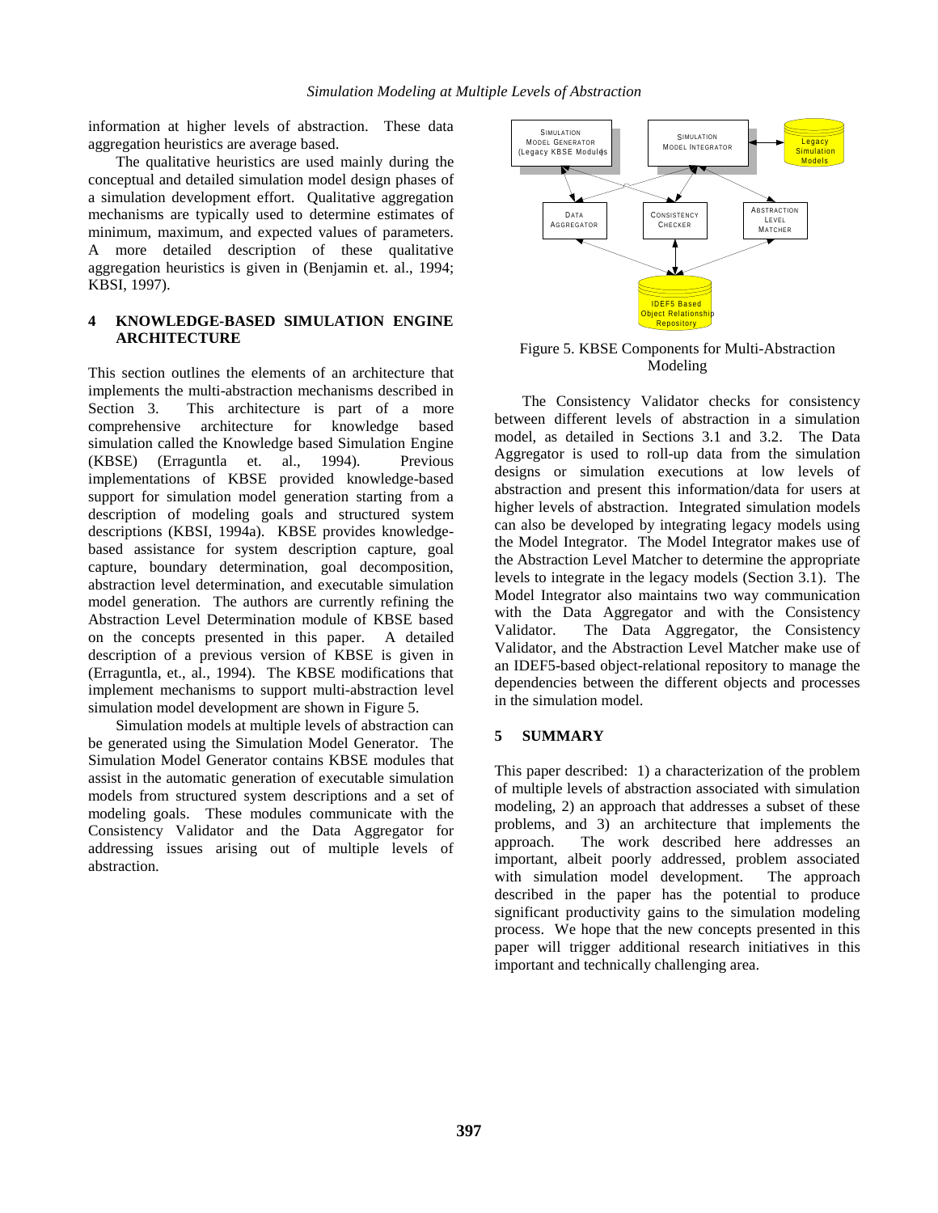information at higher levels of abstraction. These data aggregation heuristics are average based.

The qualitative heuristics are used mainly during the conceptual and detailed simulation model design phases of a simulation development effort. Qualitative aggregation mechanisms are typically used to determine estimates of minimum, maximum, and expected values of parameters. A more detailed description of these qualitative aggregation heuristics is given in (Benjamin et. al., 1994; KBSI, 1997).

## 4 KNOWLEDGE-BASED SIMULATION ENGINE ARCHITECTURE

This section outlines the elements of an architecture that implements the multi-abstraction mechanisms described in Section 3. This architecture is part of a more comprehensive architecture for knowledge based simulation called the Knowledge based Simulation Engine (KBSE) (Erraguntla et. al., 1994). Previous implementations of KBSE provided knowledge-based support for simulation model generation starting from a description of modeling goals and structured system descriptions (KBSI, 1994a). KBSE provides knowledge-based assistance for system description capture, goal capture, boundary determination, goal decomposition, abstraction level determination, and executable simulation model generation. The authors are currently refining the Abstraction Level Determination module of KBSE based on the concepts presented in this paper. A detailed description of a previous version of KBSE is given in (Erraguntla, et., al., 1994). The KBSE modifications that implement mechanisms to support multi-abstraction level simulation model development are shown in Figure 5.

Simulation models at multiple levels of abstraction can be generated using the Simulation Model Generator. The Simulation Model Generator contains KBSE modules that assist in the automatic generation of executable simulation models from structured system descriptions and a set of modeling goals. These modules communicate with the Consistency Validator and the Data Aggregator for addressing issues arising out of multiple levels of abstraction.

Figure 5. KBSE Components for Multi-Abstraction Modeling

The Consistency Validator checks for consistency between different levels of abstraction in a simulation model, as detailed in Sections 3.1 and 3.2. The Data Aggregator is used to roll-up data from the simulation designs or simulation executions at low levels of abstraction and present this information/data for users at higher levels of abstraction. Integrated simulation models can also be developed by integrating legacy models using the Model Integrator. The Model Integrator makes use of the Abstraction Level Matcher to determine the appropriate levels to integrate in the legacy models (Section 3.1). The Model Integrator also maintains two way communication with the Data Aggregator and with the Consistency Validator. The Data Aggregator, the Consistency Validator, and the Abstraction Level Matcher make use of an IDEF5-based object-relational repository to manage the dependencies between the different objects and processes in the simulation model.

## 5 SUMMARY

This paper described: 1) a characterization of the problem of multiple levels of abstraction associated with simulation modeling, 2) an approach that addresses a subset of these problems, and 3) an architecture that implements the approach. The work described here addresses an important, albeit poorly addressed, problem associated with simulation model development. The approach described in the paper has the potential to produce significant productivity gains to the simulation modeling process. We hope that the new concepts presented in this paper will trigger additional research initiatives in this important and technically challenging area.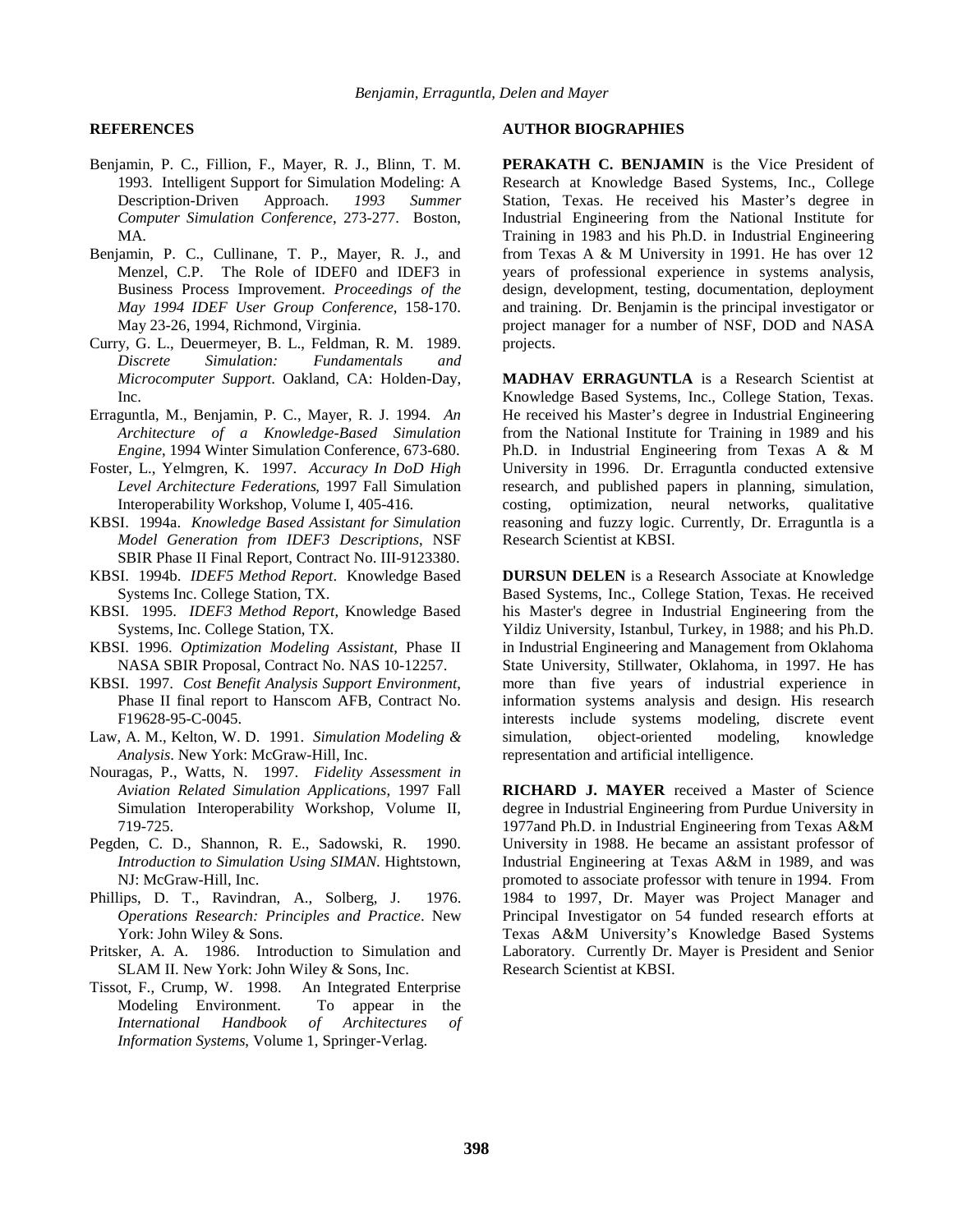## REFERENCES

Benjamin, P. C., Fillion, F., Mayer, R. J., Blinn, T. M. 1993. Intelligent Support for Simulation Modeling: A Description-Driven Approach. *1993 Summer Computer Simulation Conference*, 273-277. Boston, MA.

Benjamin, P. C., Cullinane, T. P., Mayer, R. J., and Menzel, C.P. The Role of IDEF0 and IDEF3 in Business Process Improvement. *Proceedings of the May 1994 IDEF User Group Conference*, 158-170. May 23-26, 1994, Richmond, Virginia.

Curry, G. L., Deuermeyer, B. L., Feldman, R. M. 1989. *Discrete Simulation: Fundamentals and Microcomputer Support*. Oakland, CA: Holden-Day, Inc.

Erraguntla, M., Benjamin, P. C., Mayer, R. J. 1994. *An Architecture of a Knowledge-Based Simulation Engine*, 1994 Winter Simulation Conference, 673-680.

Foster, L., Yelmgren, K. 1997. *Accuracy In DoD High Level Architecture Federations*, 1997 Fall Simulation Interoperability Workshop, Volume I, 405-416.

KBSI. 1994a. *Knowledge Based Assistant for Simulation Model Generation from IDEF3 Descriptions*, NSF SBIR Phase II Final Report, Contract No. III-9123380.

KBSI. 1994b. *IDEF5 Method Report*. Knowledge Based Systems Inc. College Station, TX.

KBSI. 1995. *IDEF3 Method Report*, Knowledge Based Systems, Inc. College Station, TX.

KBSI. 1996. *Optimization Modeling Assistant*, Phase II NASA SBIR Proposal, Contract No. NAS 10-12257.

KBSI. 1997. *Cost Benefit Analysis Support Environment*, Phase II final report to Hanscom AFB, Contract No. F19628-95-C-0045.

Law, A. M., Kelton, W. D. 1991. *Simulation Modeling & Analysis*. New York: McGraw-Hill, Inc.

Nouragas, P., Watts, N. 1997. *Fidelity Assessment in Aviation Related Simulation Applications*, 1997 Fall Simulation Interoperability Workshop, Volume II, 719-725.

Pegden, C. D., Shannon, R. E., Sadowski, R. 1990. *Introduction to Simulation Using SIMAN*. Hightstown, NJ: McGraw-Hill, Inc.

Phillips, D. T., Ravindran, A., Solberg, J. 1976. *Operations Research: Principles and Practice*. New York: John Wiley & Sons.

Pritsker, A. A. 1986. Introduction to Simulation and SLAM II. New York: John Wiley & Sons, Inc.

Tissot, F., Crump, W. 1998. An Integrated Enterprise Modeling Environment. To appear in the *International Handbook of Architectures of Information Systems*, Volume 1, Springer-Verlag.

## AUTHOR BIOGRAPHIES

**PERAKATH C. BENJAMIN** is the Vice President of Research at Knowledge Based Systems, Inc., College Station, Texas. He received his Master's degree in Industrial Engineering from the National Institute for Training in 1983 and his Ph.D. in Industrial Engineering from Texas A & M University in 1991. He has over 12 years of professional experience in systems analysis, design, development, testing, documentation, deployment and training. Dr. Benjamin is the principal investigator or project manager for a number of NSF, DOD and NASA projects.

**MADHAV ERRAGUNTLA** is a Research Scientist at Knowledge Based Systems, Inc., College Station, Texas. He received his Master's degree in Industrial Engineering from the National Institute for Training in 1989 and his Ph.D. in Industrial Engineering from Texas A & M University in 1996. Dr. Erraguntla conducted extensive research, and published papers in planning, simulation, costing, optimization, neural networks, qualitative reasoning and fuzzy logic. Currently, Dr. Erraguntla is a Research Scientist at KBSI.

**DURSUN DELEN** is a Research Associate at Knowledge Based Systems, Inc., College Station, Texas. He received his Master's degree in Industrial Engineering from the Yildiz University, Istanbul, Turkey, in 1988; and his Ph.D. in Industrial Engineering and Management from Oklahoma State University, Stillwater, Oklahoma, in 1997. He has more than five years of industrial experience in information systems analysis and design. His research interests include systems modeling, discrete event simulation, object-oriented modeling, knowledge representation and artificial intelligence.

**RICHARD J. MAYER** received a Master of Science degree in Industrial Engineering from Purdue University in 1977and Ph.D. in Industrial Engineering from Texas A&M University in 1988. He became an assistant professor of Industrial Engineering at Texas A&M in 1989, and was promoted to associate professor with tenure in 1994. From 1984 to 1997, Dr. Mayer was Project Manager and Principal Investigator on 54 funded research efforts at Texas A&M University's Knowledge Based Systems Laboratory. Currently Dr. Mayer is President and Senior Research Scientist at KBSI.